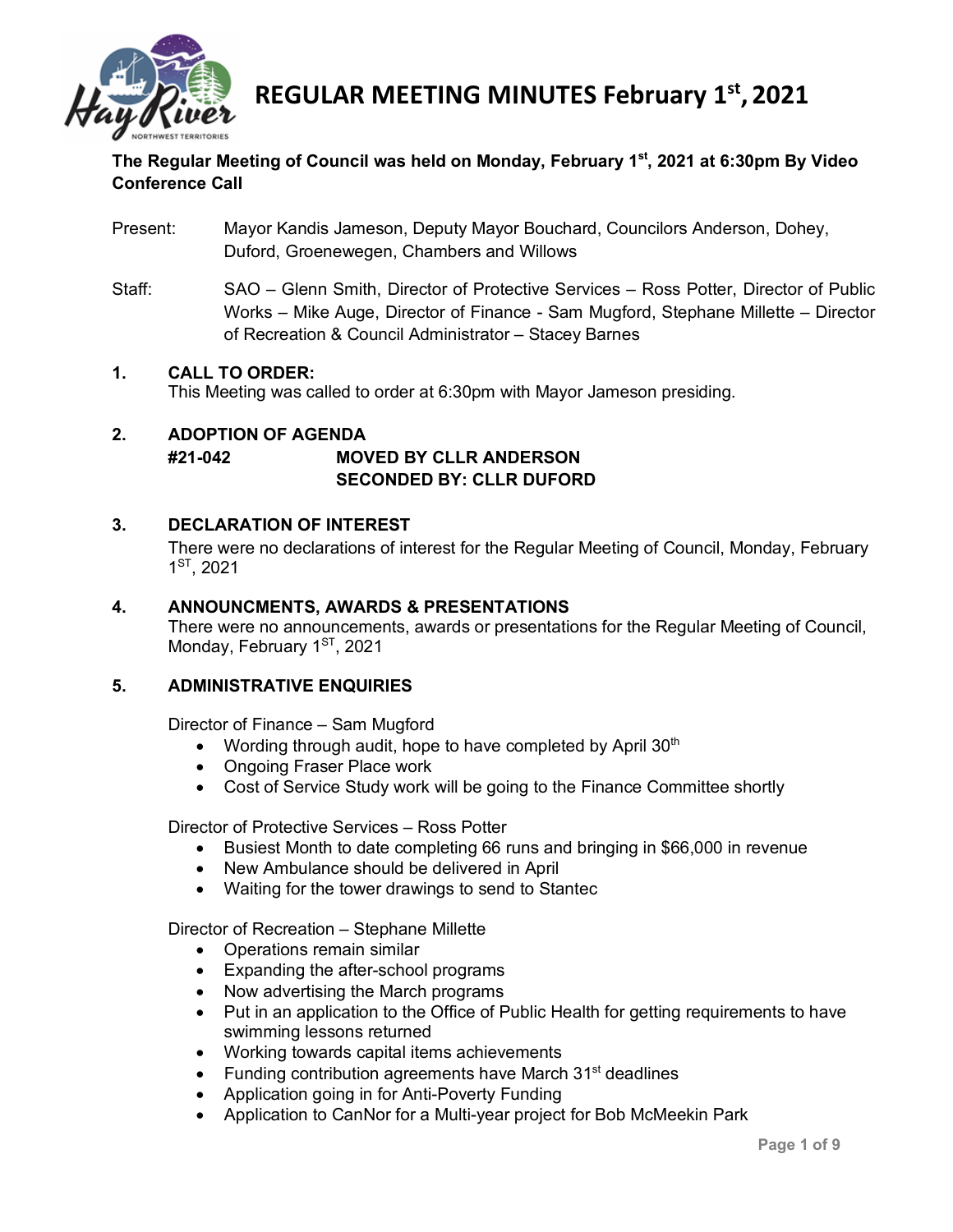// Logo placement is visual; no image detected. Title heading.

# REGULAR MEETING MINUTES February 1st, 2021

**The Regular Meeting of Council was held on Monday, February 1st, 2021 at 6:30pm By Video Conference Call**

Present: Mayor Kandis Jameson, Deputy Mayor Bouchard, Councilors Anderson, Dohey, Duford, Groenewegen, Chambers and Willows

Staff: SAO – Glenn Smith, Director of Protective Services – Ross Potter, Director of Public Works – Mike Auge, Director of Finance - Sam Mugford, Stephane Millette – Director of Recreation & Council Administrator – Stacey Barnes

## 1. CALL TO ORDER:

This Meeting was called to order at 6:30pm with Mayor Jameson presiding.

## 2. ADOPTION OF AGENDA

**#21-042 MOVED BY CLLR ANDERSON**
**SECONDED BY: CLLR DUFORD**

## 3. DECLARATION OF INTEREST

There were no declarations of interest for the Regular Meeting of Council, Monday, February 1ST, 2021

## 4. ANNOUNCMENTS, AWARDS & PRESENTATIONS

There were no announcements, awards or presentations for the Regular Meeting of Council, Monday, February 1ST, 2021

## 5. ADMINISTRATIVE ENQUIRIES

Director of Finance – Sam Mugford

- Wording through audit, hope to have completed by April 30th
- Ongoing Fraser Place work
- Cost of Service Study work will be going to the Finance Committee shortly

Director of Protective Services – Ross Potter

- Busiest Month to date completing 66 runs and bringing in $66,000 in revenue
- New Ambulance should be delivered in April
- Waiting for the tower drawings to send to Stantec

Director of Recreation – Stephane Millette

- Operations remain similar
- Expanding the after-school programs
- Now advertising the March programs
- Put in an application to the Office of Public Health for getting requirements to have swimming lessons returned
- Working towards capital items achievements
- Funding contribution agreements have March 31st deadlines
- Application going in for Anti-Poverty Funding
- Application to CanNor for a Multi-year project for Bob McMeekin Park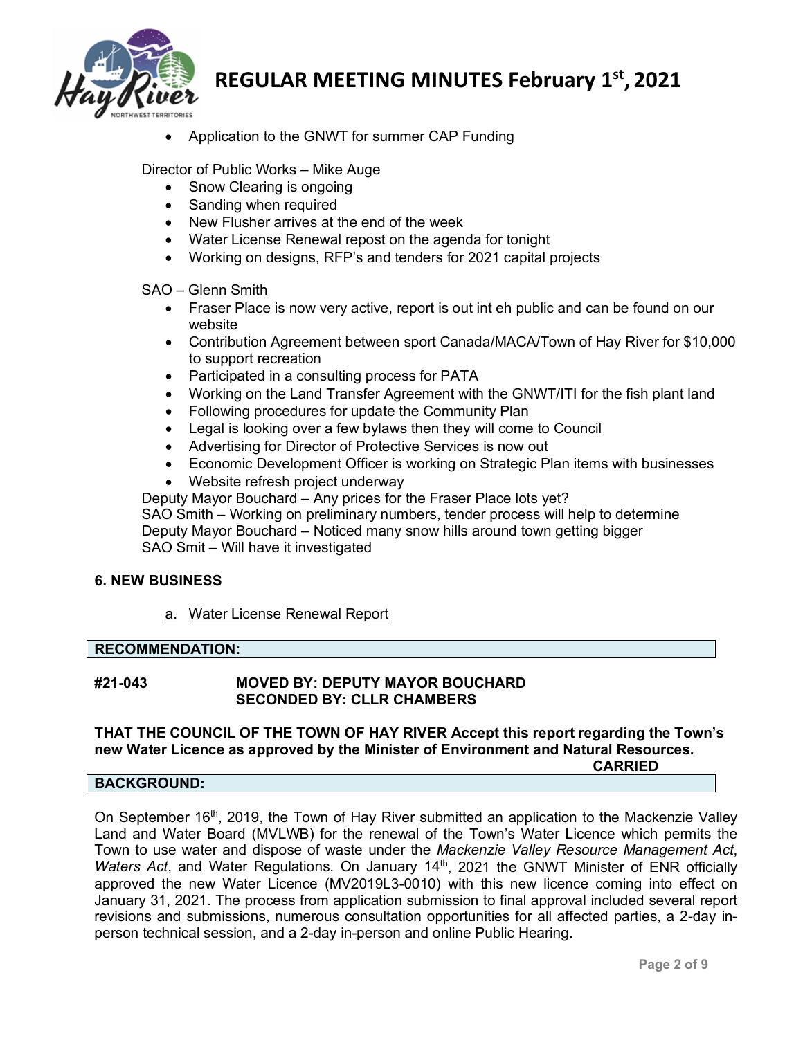- Application to the GNWT for summer CAP Funding

Director of Public Works – Mike Auge

- Snow Clearing is ongoing
- Sanding when required
- New Flusher arrives at the end of the week
- Water License Renewal repost on the agenda for tonight
- Working on designs, RFP's and tenders for 2021 capital projects

SAO – Glenn Smith

- Fraser Place is now very active, report is out int eh public and can be found on our website
- Contribution Agreement between sport Canada/MACA/Town of Hay River for $10,000 to support recreation
- Participated in a consulting process for PATA
- Working on the Land Transfer Agreement with the GNWT/ITI for the fish plant land
- Following procedures for update the Community Plan
- Legal is looking over a few bylaws then they will come to Council
- Advertising for Director of Protective Services is now out
- Economic Development Officer is working on Strategic Plan items with businesses
- Website refresh project underway

Deputy Mayor Bouchard – Any prices for the Fraser Place lots yet?
SAO Smith – Working on preliminary numbers, tender process will help to determine
Deputy Mayor Bouchard – Noticed many snow hills around town getting bigger
SAO Smit – Will have it investigated

**6. NEW BUSINESS**

a. Water License Renewal Report

**RECOMMENDATION:**

**#21-043 MOVED BY: DEPUTY MAYOR BOUCHARD**
**SECONDED BY: CLLR CHAMBERS**

**THAT THE COUNCIL OF THE TOWN OF HAY RIVER Accept this report regarding the Town's new Water Licence as approved by the Minister of Environment and Natural Resources.**

**CARRIED**

**BACKGROUND:**

On September 16th, 2019, the Town of Hay River submitted an application to the Mackenzie Valley Land and Water Board (MVLWB) for the renewal of the Town's Water Licence which permits the Town to use water and dispose of waste under the *Mackenzie Valley Resource Management Act*, *Waters Act*, and Water Regulations. On January 14th, 2021 the GNWT Minister of ENR officially approved the new Water Licence (MV2019L3-0010) with this new licence coming into effect on January 31, 2021. The process from application submission to final approval included several report revisions and submissions, numerous consultation opportunities for all affected parties, a 2-day in-person technical session, and a 2-day in-person and online Public Hearing.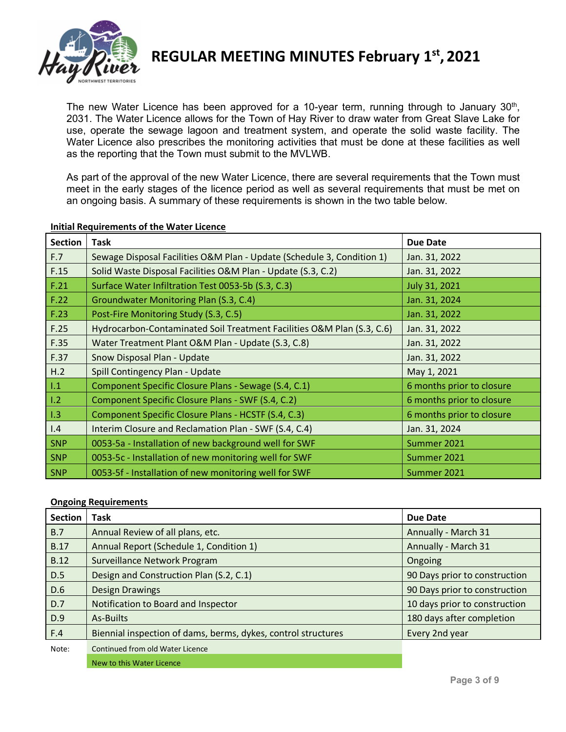The new Water Licence has been approved for a 10-year term, running through to January 30th, 2031. The Water Licence allows for the Town of Hay River to draw water from Great Slave Lake for use, operate the sewage lagoon and treatment system, and operate the solid waste facility. The Water Licence also prescribes the monitoring activities that must be done at these facilities as well as the reporting that the Town must submit to the MVLWB.

As part of the approval of the new Water Licence, there are several requirements that the Town must meet in the early stages of the licence period as well as several requirements that must be met on an ongoing basis. A summary of these requirements is shown in the two table below.

**Initial Requirements of the Water Licence**

| Section | Task | Due Date |
|---|---|---|
| F.7 | Sewage Disposal Facilities O&M Plan - Update (Schedule 3, Condition 1) | Jan. 31, 2022 |
| F.15 | Solid Waste Disposal Facilities O&M Plan - Update (S.3, C.2) | Jan. 31, 2022 |
| F.21 | Surface Water Infiltration Test 0053-5b (S.3, C.3) | July 31, 2021 |
| F.22 | Groundwater Monitoring Plan (S.3, C.4) | Jan. 31, 2024 |
| F.23 | Post-Fire Monitoring Study (S.3, C.5) | Jan. 31, 2022 |
| F.25 | Hydrocarbon-Contaminated Soil Treatment Facilities O&M Plan (S.3, C.6) | Jan. 31, 2022 |
| F.35 | Water Treatment Plant O&M Plan - Update (S.3, C.8) | Jan. 31, 2022 |
| F.37 | Snow Disposal Plan - Update | Jan. 31, 2022 |
| H.2 | Spill Contingency Plan - Update | May 1, 2021 |
| I.1 | Component Specific Closure Plans - Sewage (S.4, C.1) | 6 months prior to closure |
| I.2 | Component Specific Closure Plans - SWF (S.4, C.2) | 6 months prior to closure |
| I.3 | Component Specific Closure Plans - HCSTF (S.4, C.3) | 6 months prior to closure |
| I.4 | Interim Closure and Reclamation Plan - SWF (S.4, C.4) | Jan. 31, 2024 |
| SNP | 0053-5a - Installation of new background well for SWF | Summer 2021 |
| SNP | 0053-5c - Installation of new monitoring well for SWF | Summer 2021 |
| SNP | 0053-5f - Installation of new monitoring well for SWF | Summer 2021 |

**Ongoing Requirements**

| Section | Task | Due Date |
|---|---|---|
| B.7 | Annual Review of all plans, etc. | Annually - March 31 |
| B.17 | Annual Report (Schedule 1, Condition 1) | Annually - March 31 |
| B.12 | Surveillance Network Program | Ongoing |
| D.5 | Design and Construction Plan (S.2, C.1) | 90 Days prior to construction |
| D.6 | Design Drawings | 90 Days prior to construction |
| D.7 | Notification to Board and Inspector | 10 days prior to construction |
| D.9 | As-Builts | 180 days after completion |
| F.4 | Biennial inspection of dams, berms, dykes, control structures | Every 2nd year |

Note: Continued from old Water Licence (light green shading); New to this Water Licence (dark green shading). In the Initial Requirements table, F.7, F.15, F.25, F.35, F.37, H.2 and I.4 are continued from the old Water Licence; F.21, F.22, F.23, I.1, I.2, I.3 and the three SNP items are new to this Water Licence. All Ongoing Requirements are continued from the old Water Licence.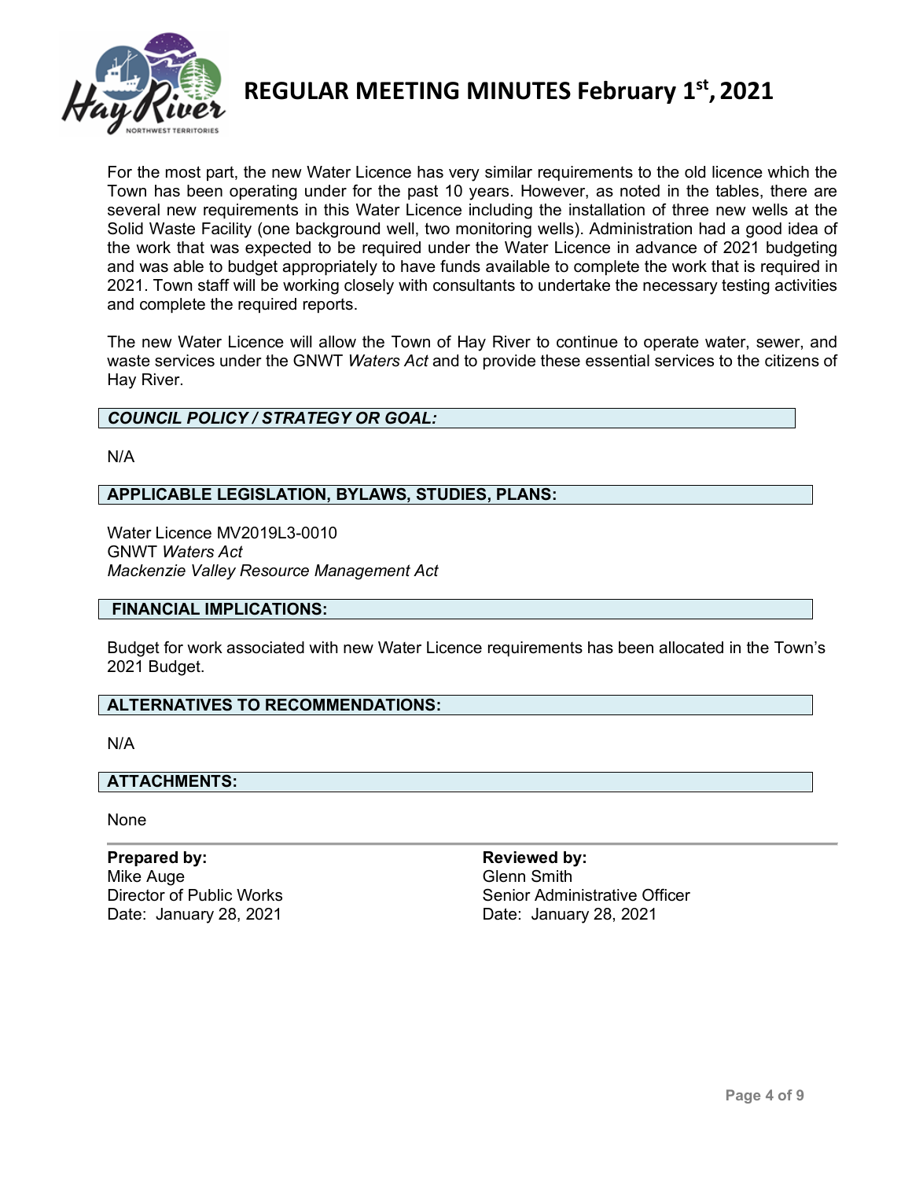For the most part, the new Water Licence has very similar requirements to the old licence which the Town has been operating under for the past 10 years. However, as noted in the tables, there are several new requirements in this Water Licence including the installation of three new wells at the Solid Waste Facility (one background well, two monitoring wells). Administration had a good idea of the work that was expected to be required under the Water Licence in advance of 2021 budgeting and was able to budget appropriately to have funds available to complete the work that is required in 2021. Town staff will be working closely with consultants to undertake the necessary testing activities and complete the required reports.

The new Water Licence will allow the Town of Hay River to continue to operate water, sewer, and waste services under the GNWT *Waters Act* and to provide these essential services to the citizens of Hay River.

### *COUNCIL POLICY / STRATEGY OR GOAL:*

N/A

### APPLICABLE LEGISLATION, BYLAWS, STUDIES, PLANS:

Water Licence MV2019L3-0010
GNWT *Waters Act*
*Mackenzie Valley Resource Management Act*

### FINANCIAL IMPLICATIONS:

Budget for work associated with new Water Licence requirements has been allocated in the Town's 2021 Budget.

### ALTERNATIVES TO RECOMMENDATIONS:

N/A

### ATTACHMENTS:

None

**Prepared by:**
Mike Auge
Director of Public Works
Date: January 28, 2021

**Reviewed by:**
Glenn Smith
Senior Administrative Officer
Date: January 28, 2021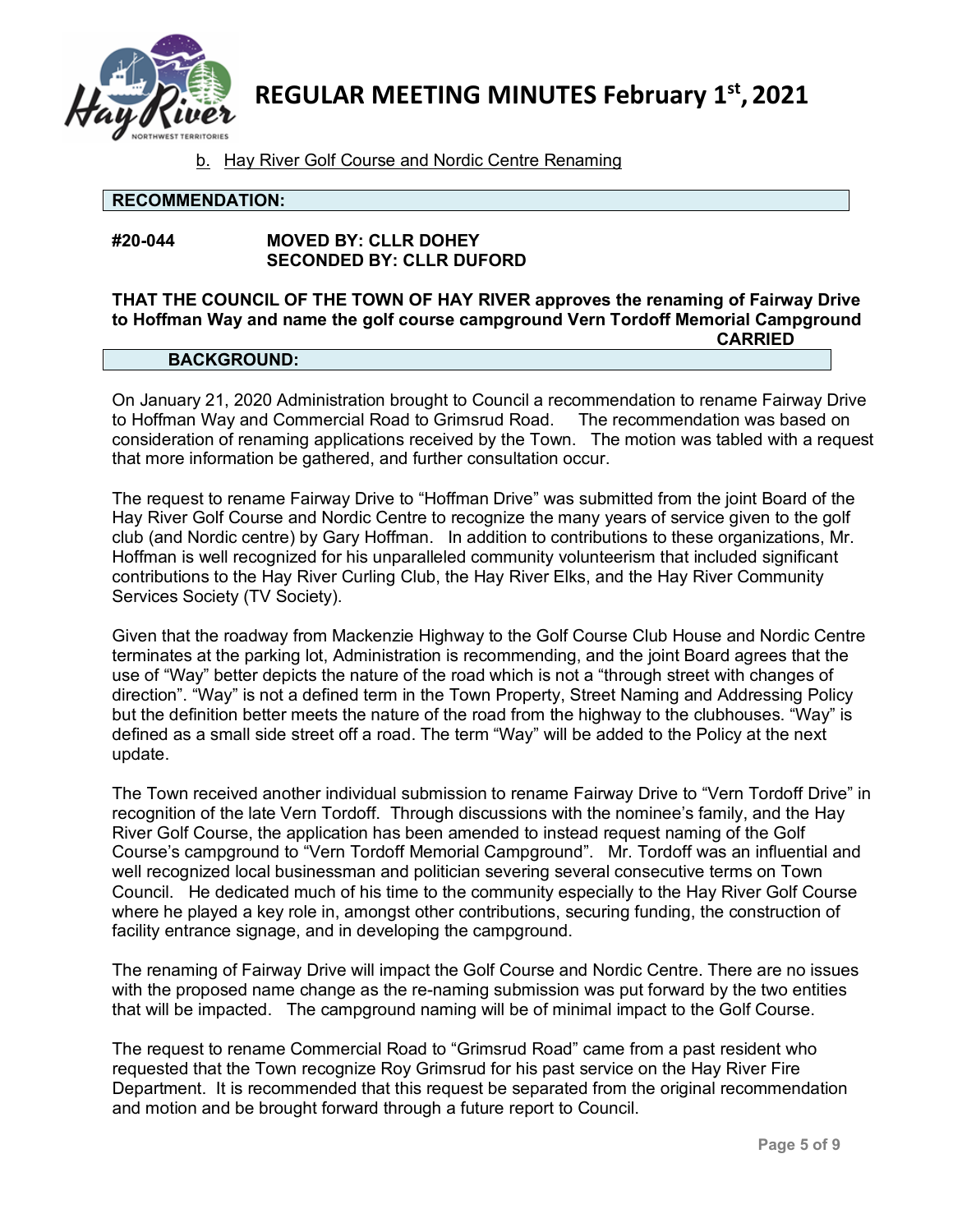b. Hay River Golf Course and Nordic Centre Renaming

**RECOMMENDATION:**

**#20-044 MOVED BY: CLLR DOHEY**
**SECONDED BY: CLLR DUFORD**

**THAT THE COUNCIL OF THE TOWN OF HAY RIVER approves the renaming of Fairway Drive to Hoffman Way and name the golf course campground Vern Tordoff Memorial Campground**

**CARRIED**

**BACKGROUND:**

On January 21, 2020 Administration brought to Council a recommendation to rename Fairway Drive to Hoffman Way and Commercial Road to Grimsrud Road. The recommendation was based on consideration of renaming applications received by the Town. The motion was tabled with a request that more information be gathered, and further consultation occur.

The request to rename Fairway Drive to "Hoffman Drive" was submitted from the joint Board of the Hay River Golf Course and Nordic Centre to recognize the many years of service given to the golf club (and Nordic centre) by Gary Hoffman. In addition to contributions to these organizations, Mr. Hoffman is well recognized for his unparalleled community volunteerism that included significant contributions to the Hay River Curling Club, the Hay River Elks, and the Hay River Community Services Society (TV Society).

Given that the roadway from Mackenzie Highway to the Golf Course Club House and Nordic Centre terminates at the parking lot, Administration is recommending, and the joint Board agrees that the use of "Way" better depicts the nature of the road which is not a "through street with changes of direction". "Way" is not a defined term in the Town Property, Street Naming and Addressing Policy but the definition better meets the nature of the road from the highway to the clubhouses. "Way" is defined as a small side street off a road. The term "Way" will be added to the Policy at the next update.

The Town received another individual submission to rename Fairway Drive to "Vern Tordoff Drive" in recognition of the late Vern Tordoff. Through discussions with the nominee's family, and the Hay River Golf Course, the application has been amended to instead request naming of the Golf Course's campground to "Vern Tordoff Memorial Campground". Mr. Tordoff was an influential and well recognized local businessman and politician severing several consecutive terms on Town Council. He dedicated much of his time to the community especially to the Hay River Golf Course where he played a key role in, amongst other contributions, securing funding, the construction of facility entrance signage, and in developing the campground.

The renaming of Fairway Drive will impact the Golf Course and Nordic Centre. There are no issues with the proposed name change as the re-naming submission was put forward by the two entities that will be impacted. The campground naming will be of minimal impact to the Golf Course.

The request to rename Commercial Road to "Grimsrud Road" came from a past resident who requested that the Town recognize Roy Grimsrud for his past service on the Hay River Fire Department. It is recommended that this request be separated from the original recommendation and motion and be brought forward through a future report to Council.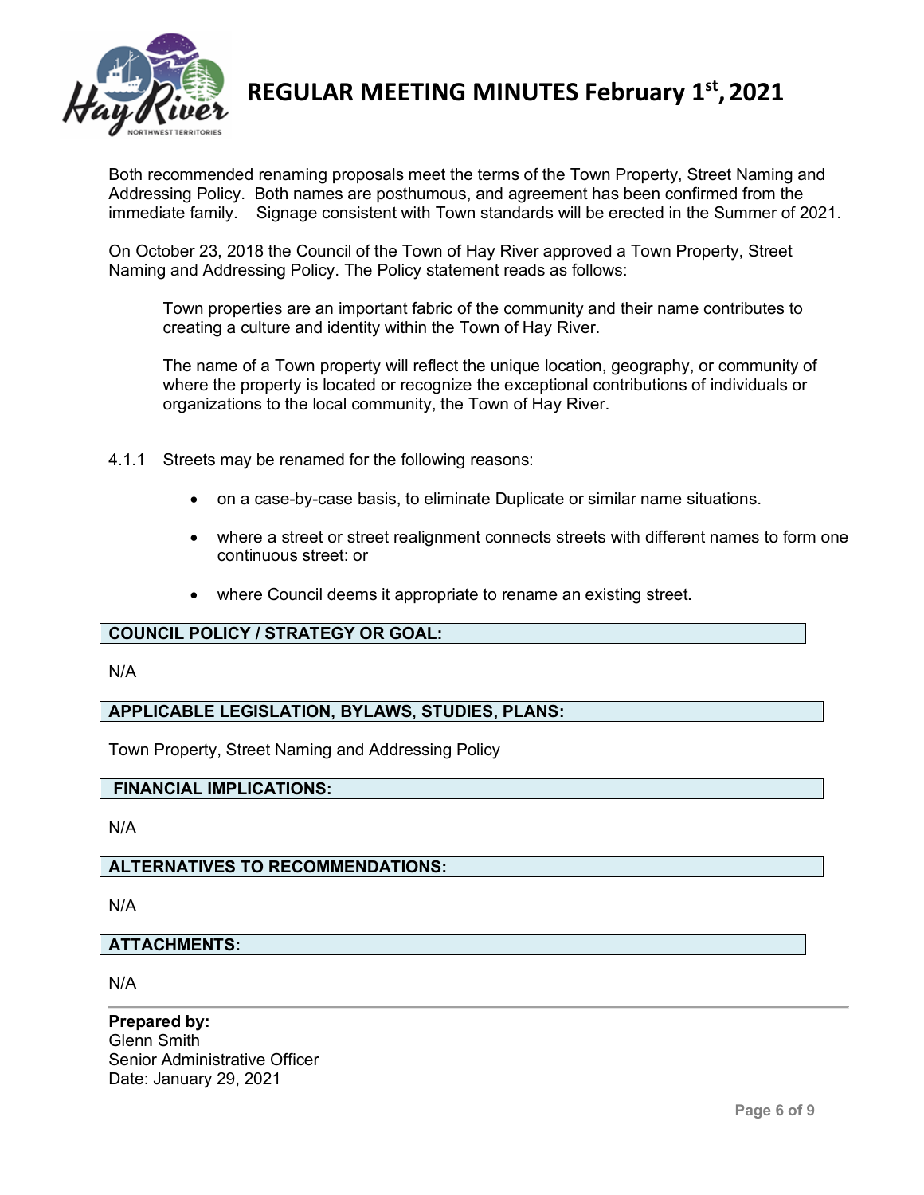Both recommended renaming proposals meet the terms of the Town Property, Street Naming and Addressing Policy. Both names are posthumous, and agreement has been confirmed from the immediate family. Signage consistent with Town standards will be erected in the Summer of 2021.

On October 23, 2018 the Council of the Town of Hay River approved a Town Property, Street Naming and Addressing Policy. The Policy statement reads as follows:

> Town properties are an important fabric of the community and their name contributes to creating a culture and identity within the Town of Hay River.
>
> The name of a Town property will reflect the unique location, geography, or community of where the property is located or recognize the exceptional contributions of individuals or organizations to the local community, the Town of Hay River.

4.1.1 Streets may be renamed for the following reasons:

- on a case-by-case basis, to eliminate Duplicate or similar name situations.
- where a street or street realignment connects streets with different names to form one continuous street: or
- where Council deems it appropriate to rename an existing street.

**COUNCIL POLICY / STRATEGY OR GOAL:**

N/A

**APPLICABLE LEGISLATION, BYLAWS, STUDIES, PLANS:**

Town Property, Street Naming and Addressing Policy

**FINANCIAL IMPLICATIONS:**

N/A

**ALTERNATIVES TO RECOMMENDATIONS:**

N/A

**ATTACHMENTS:**

N/A

---

**Prepared by:**
Glenn Smith
Senior Administrative Officer
Date: January 29, 2021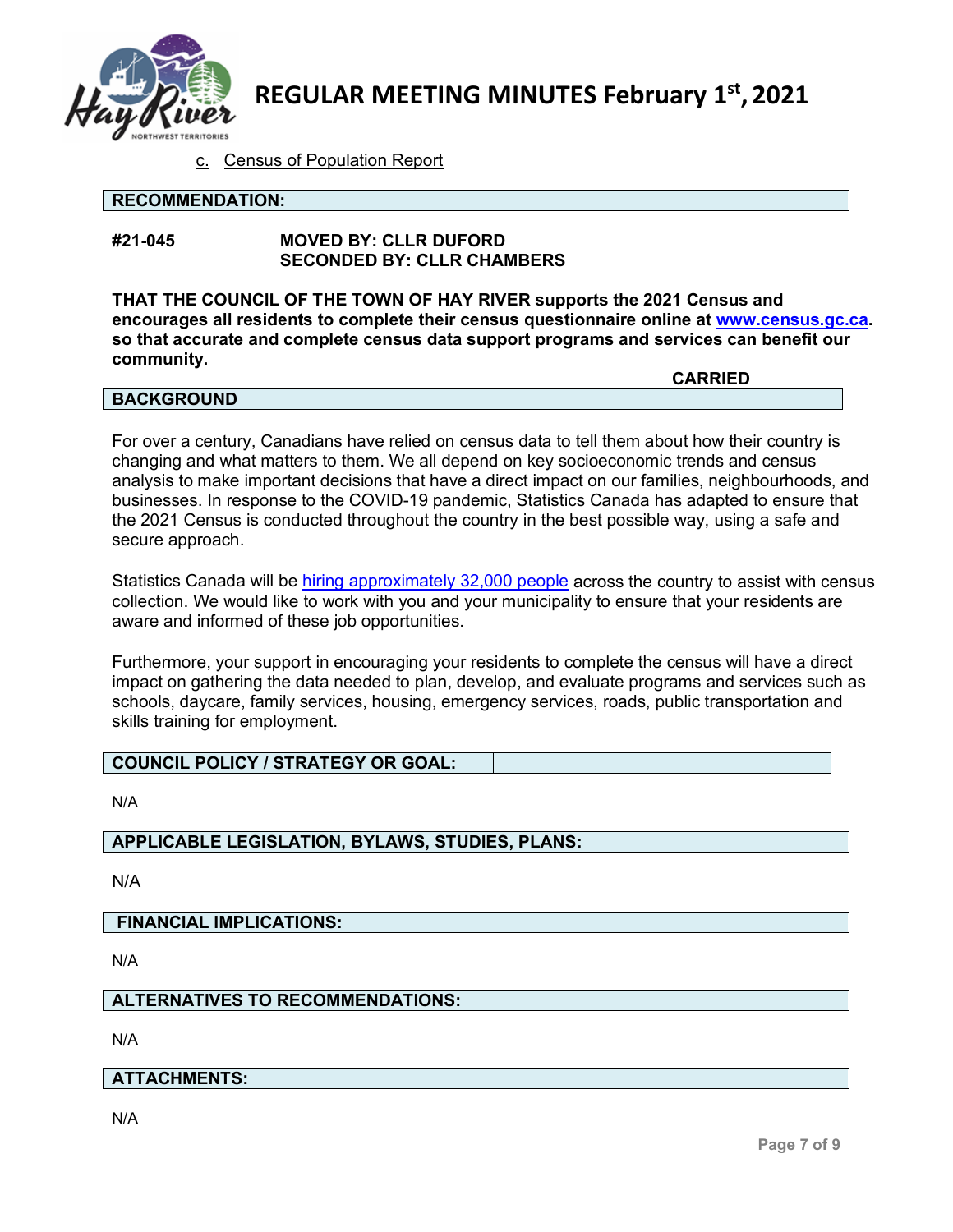c. Census of Population Report

**RECOMMENDATION:**

**#21-045** **MOVED BY: CLLR DUFORD**
**SECONDED BY: CLLR CHAMBERS**

**THAT THE COUNCIL OF THE TOWN OF HAY RIVER supports the 2021 Census and encourages all residents to complete their census questionnaire online at www.census.gc.ca. so that accurate and complete census data support programs and services can benefit our community.**

**CARRIED**

**BACKGROUND**

For over a century, Canadians have relied on census data to tell them about how their country is changing and what matters to them. We all depend on key socioeconomic trends and census analysis to make important decisions that have a direct impact on our families, neighbourhoods, and businesses. In response to the COVID-19 pandemic, Statistics Canada has adapted to ensure that the 2021 Census is conducted throughout the country in the best possible way, using a safe and secure approach.

Statistics Canada will be hiring approximately 32,000 people across the country to assist with census collection. We would like to work with you and your municipality to ensure that your residents are aware and informed of these job opportunities.

Furthermore, your support in encouraging your residents to complete the census will have a direct impact on gathering the data needed to plan, develop, and evaluate programs and services such as schools, daycare, family services, housing, emergency services, roads, public transportation and skills training for employment.

**COUNCIL POLICY / STRATEGY OR GOAL:**

N/A

**APPLICABLE LEGISLATION, BYLAWS, STUDIES, PLANS:**

N/A

**FINANCIAL IMPLICATIONS:**

N/A

**ALTERNATIVES TO RECOMMENDATIONS:**

N/A

**ATTACHMENTS:**

N/A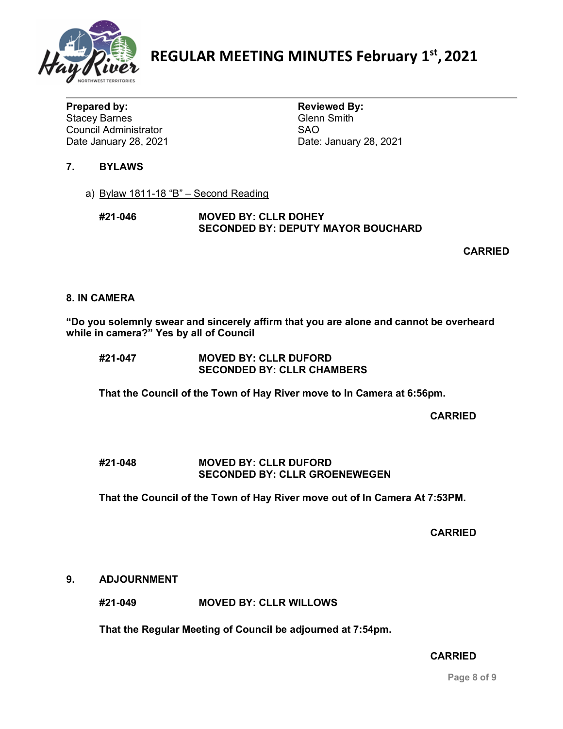# REGULAR MEETING MINUTES February 1st, 2021

| **Prepared by:** | **Reviewed By:** |
|---|---|
| Stacey Barnes | Glenn Smith |
| Council Administrator | SAO |
| Date January 28, 2021 | Date: January 28, 2021 |

## 7. BYLAWS

a) Bylaw 1811-18 "B" – Second Reading

**#21-046** **MOVED BY: CLLR DOHEY**
**SECONDED BY: DEPUTY MAYOR BOUCHARD**

**CARRIED**

## 8. IN CAMERA

**"Do you solemnly swear and sincerely affirm that you are alone and cannot be overheard while in camera?" Yes by all of Council**

**#21-047** **MOVED BY: CLLR DUFORD**
**SECONDED BY: CLLR CHAMBERS**

**That the Council of the Town of Hay River move to In Camera at 6:56pm.**

**CARRIED**

**#21-048** **MOVED BY: CLLR DUFORD**
**SECONDED BY: CLLR GROENEWEGEN**

**That the Council of the Town of Hay River move out of In Camera At 7:53PM.**

**CARRIED**

## 9. ADJOURNMENT

**#21-049** **MOVED BY: CLLR WILLOWS**

**That the Regular Meeting of Council be adjourned at 7:54pm.**

**CARRIED**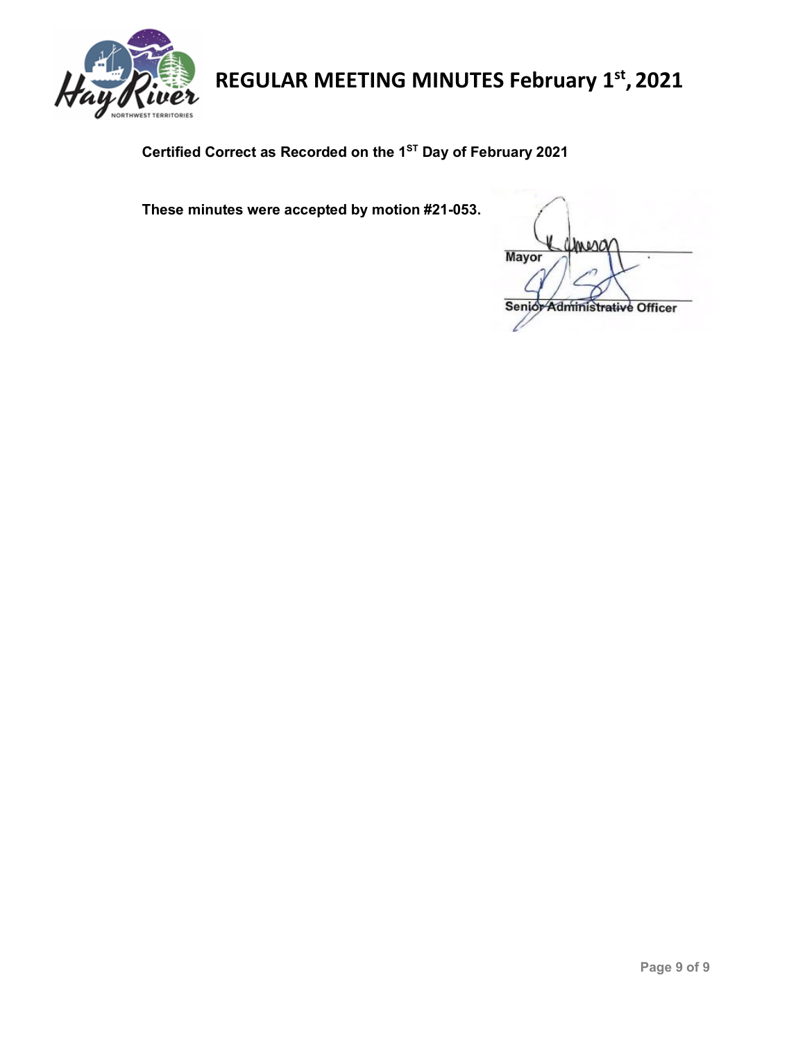**Certified Correct as Recorded on the 1ST Day of February 2021**

**These minutes were accepted by motion #21-053.**

Mayor

Senior Administrative Officer